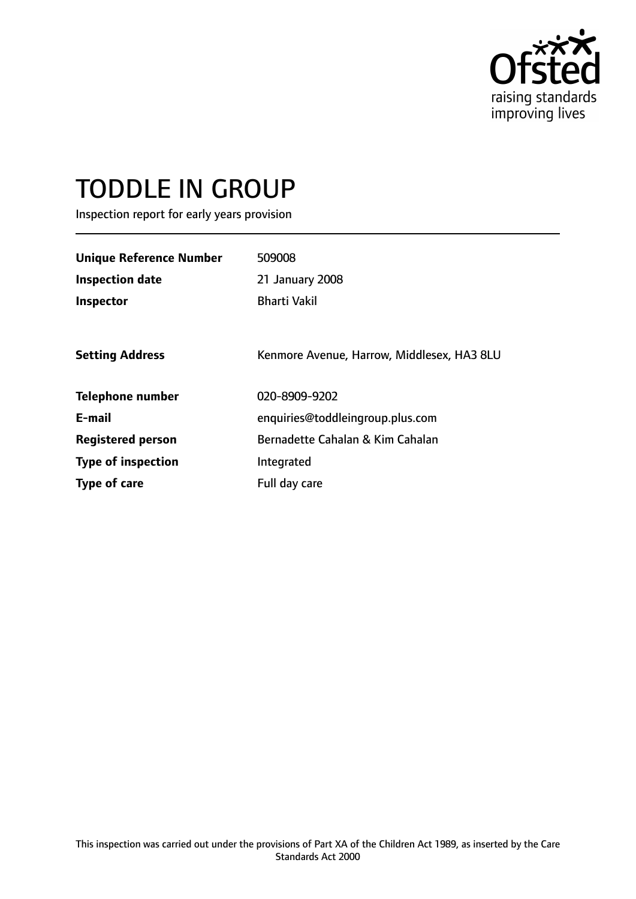Ofsted
raising standards
improving lives

# TODDLE IN GROUP

Inspection report for early years provision

| | |
|---|---|
| **Unique Reference Number** | 509008 |
| **Inspection date** | 21 January 2008 |
| **Inspector** | Bharti Vakil |
| | |
| **Setting Address** | Kenmore Avenue, Harrow, Middlesex, HA3 8LU |
| | |
| **Telephone number** | 020-8909-9202 |
| **E-mail** | enquiries@toddleingroup.plus.com |
| **Registered person** | Bernadette Cahalan & Kim Cahalan |
| **Type of inspection** | Integrated |
| **Type of care** | Full day care |

This inspection was carried out under the provisions of Part XA of the Children Act 1989, as inserted by the Care Standards Act 2000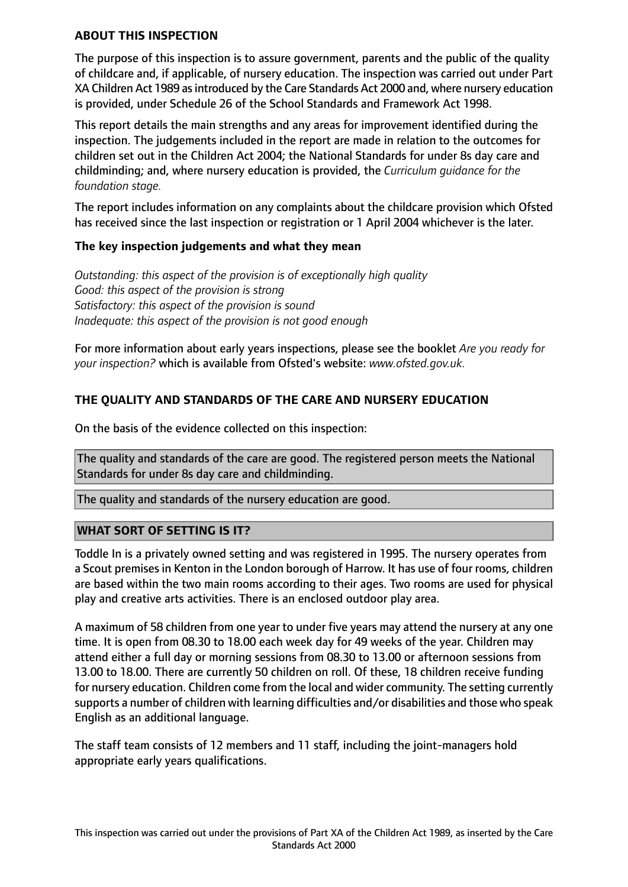## ABOUT THIS INSPECTION

The purpose of this inspection is to assure government, parents and the public of the quality of childcare and, if applicable, of nursery education. The inspection was carried out under Part XA Children Act 1989 as introduced by the Care Standards Act 2000 and, where nursery education is provided, under Schedule 26 of the School Standards and Framework Act 1998.

This report details the main strengths and any areas for improvement identified during the inspection. The judgements included in the report are made in relation to the outcomes for children set out in the Children Act 2004; the National Standards for under 8s day care and childminding; and, where nursery education is provided, the *Curriculum guidance for the foundation stage.*

The report includes information on any complaints about the childcare provision which Ofsted has received since the last inspection or registration or 1 April 2004 whichever is the later.

### The key inspection judgements and what they mean

*Outstanding: this aspect of the provision is of exceptionally high quality*
*Good: this aspect of the provision is strong*
*Satisfactory: this aspect of the provision is sound*
*Inadequate: this aspect of the provision is not good enough*

For more information about early years inspections, please see the booklet *Are you ready for your inspection?* which is available from Ofsted's website: *www.ofsted.gov.uk.*

## THE QUALITY AND STANDARDS OF THE CARE AND NURSERY EDUCATION

On the basis of the evidence collected on this inspection:

The quality and standards of the care are good. The registered person meets the National Standards for under 8s day care and childminding.

The quality and standards of the nursery education are good.

## WHAT SORT OF SETTING IS IT?

Toddle In is a privately owned setting and was registered in 1995. The nursery operates from a Scout premises in Kenton in the London borough of Harrow. It has use of four rooms, children are based within the two main rooms according to their ages. Two rooms are used for physical play and creative arts activities. There is an enclosed outdoor play area.

A maximum of 58 children from one year to under five years may attend the nursery at any one time. It is open from 08.30 to 18.00 each week day for 49 weeks of the year. Children may attend either a full day or morning sessions from 08.30 to 13.00 or afternoon sessions from 13.00 to 18.00. There are currently 50 children on roll. Of these, 18 children receive funding for nursery education. Children come from the local and wider community. The setting currently supports a number of children with learning difficulties and/or disabilities and those who speak English as an additional language.

The staff team consists of 12 members and 11 staff, including the joint-managers hold appropriate early years qualifications.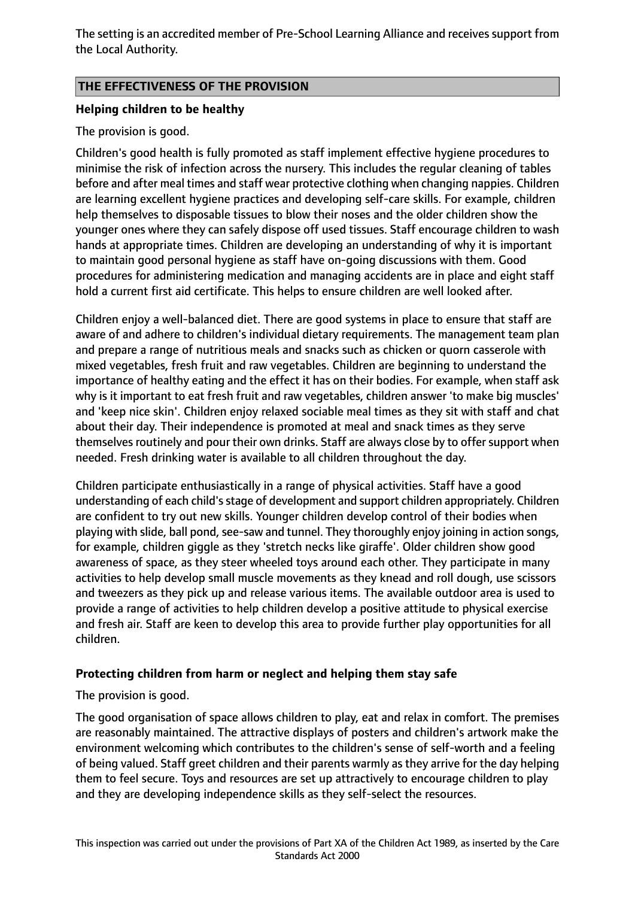The setting is an accredited member of Pre-School Learning Alliance and receives support from the Local Authority.

## THE EFFECTIVENESS OF THE PROVISION

### Helping children to be healthy

The provision is good.

Children's good health is fully promoted as staff implement effective hygiene procedures to minimise the risk of infection across the nursery. This includes the regular cleaning of tables before and after meal times and staff wear protective clothing when changing nappies. Children are learning excellent hygiene practices and developing self-care skills. For example, children help themselves to disposable tissues to blow their noses and the older children show the younger ones where they can safely dispose off used tissues. Staff encourage children to wash hands at appropriate times. Children are developing an understanding of why it is important to maintain good personal hygiene as staff have on-going discussions with them. Good procedures for administering medication and managing accidents are in place and eight staff hold a current first aid certificate. This helps to ensure children are well looked after.

Children enjoy a well-balanced diet. There are good systems in place to ensure that staff are aware of and adhere to children's individual dietary requirements. The management team plan and prepare a range of nutritious meals and snacks such as chicken or quorn casserole with mixed vegetables, fresh fruit and raw vegetables. Children are beginning to understand the importance of healthy eating and the effect it has on their bodies. For example, when staff ask why is it important to eat fresh fruit and raw vegetables, children answer 'to make big muscles' and 'keep nice skin'. Children enjoy relaxed sociable meal times as they sit with staff and chat about their day. Their independence is promoted at meal and snack times as they serve themselves routinely and pour their own drinks. Staff are always close by to offer support when needed. Fresh drinking water is available to all children throughout the day.

Children participate enthusiastically in a range of physical activities. Staff have a good understanding of each child's stage of development and support children appropriately. Children are confident to try out new skills. Younger children develop control of their bodies when playing with slide, ball pond, see-saw and tunnel. They thoroughly enjoy joining in action songs, for example, children giggle as they 'stretch necks like giraffe'. Older children show good awareness of space, as they steer wheeled toys around each other. They participate in many activities to help develop small muscle movements as they knead and roll dough, use scissors and tweezers as they pick up and release various items. The available outdoor area is used to provide a range of activities to help children develop a positive attitude to physical exercise and fresh air. Staff are keen to develop this area to provide further play opportunities for all children.

### Protecting children from harm or neglect and helping them stay safe

The provision is good.

The good organisation of space allows children to play, eat and relax in comfort. The premises are reasonably maintained. The attractive displays of posters and children's artwork make the environment welcoming which contributes to the children's sense of self-worth and a feeling of being valued. Staff greet children and their parents warmly as they arrive for the day helping them to feel secure. Toys and resources are set up attractively to encourage children to play and they are developing independence skills as they self-select the resources.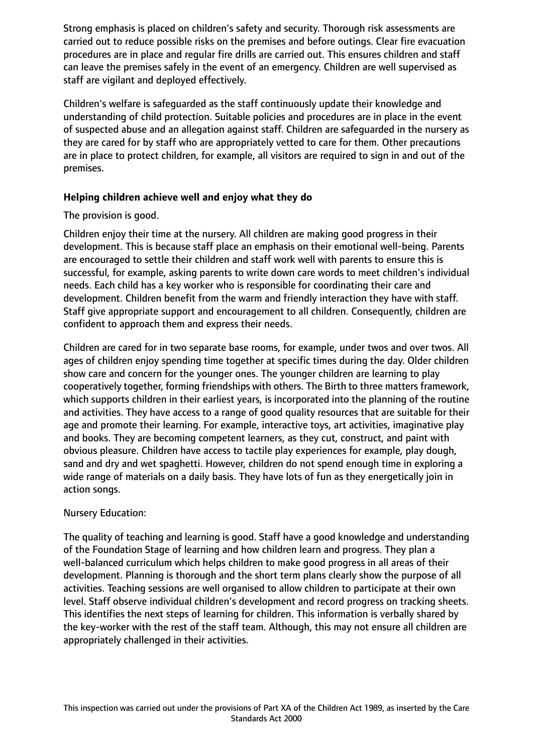Strong emphasis is placed on children's safety and security. Thorough risk assessments are carried out to reduce possible risks on the premises and before outings. Clear fire evacuation procedures are in place and regular fire drills are carried out. This ensures children and staff can leave the premises safely in the event of an emergency. Children are well supervised as staff are vigilant and deployed effectively.

Children's welfare is safeguarded as the staff continuously update their knowledge and understanding of child protection. Suitable policies and procedures are in place in the event of suspected abuse and an allegation against staff. Children are safeguarded in the nursery as they are cared for by staff who are appropriately vetted to care for them. Other precautions are in place to protect children, for example, all visitors are required to sign in and out of the premises.

**Helping children achieve well and enjoy what they do**

The provision is good.

Children enjoy their time at the nursery. All children are making good progress in their development. This is because staff place an emphasis on their emotional well-being. Parents are encouraged to settle their children and staff work well with parents to ensure this is successful, for example, asking parents to write down care words to meet children's individual needs. Each child has a key worker who is responsible for coordinating their care and development. Children benefit from the warm and friendly interaction they have with staff. Staff give appropriate support and encouragement to all children. Consequently, children are confident to approach them and express their needs.

Children are cared for in two separate base rooms, for example, under twos and over twos. All ages of children enjoy spending time together at specific times during the day. Older children show care and concern for the younger ones. The younger children are learning to play cooperatively together, forming friendships with others. The Birth to three matters framework, which supports children in their earliest years, is incorporated into the planning of the routine and activities. They have access to a range of good quality resources that are suitable for their age and promote their learning. For example, interactive toys, art activities, imaginative play and books. They are becoming competent learners, as they cut, construct, and paint with obvious pleasure. Children have access to tactile play experiences for example, play dough, sand and dry and wet spaghetti. However, children do not spend enough time in exploring a wide range of materials on a daily basis. They have lots of fun as they energetically join in action songs.

Nursery Education:

The quality of teaching and learning is good. Staff have a good knowledge and understanding of the Foundation Stage of learning and how children learn and progress. They plan a well-balanced curriculum which helps children to make good progress in all areas of their development. Planning is thorough and the short term plans clearly show the purpose of all activities. Teaching sessions are well organised to allow children to participate at their own level. Staff observe individual children's development and record progress on tracking sheets. This identifies the next steps of learning for children. This information is verbally shared by the key-worker with the rest of the staff team. Although, this may not ensure all children are appropriately challenged in their activities.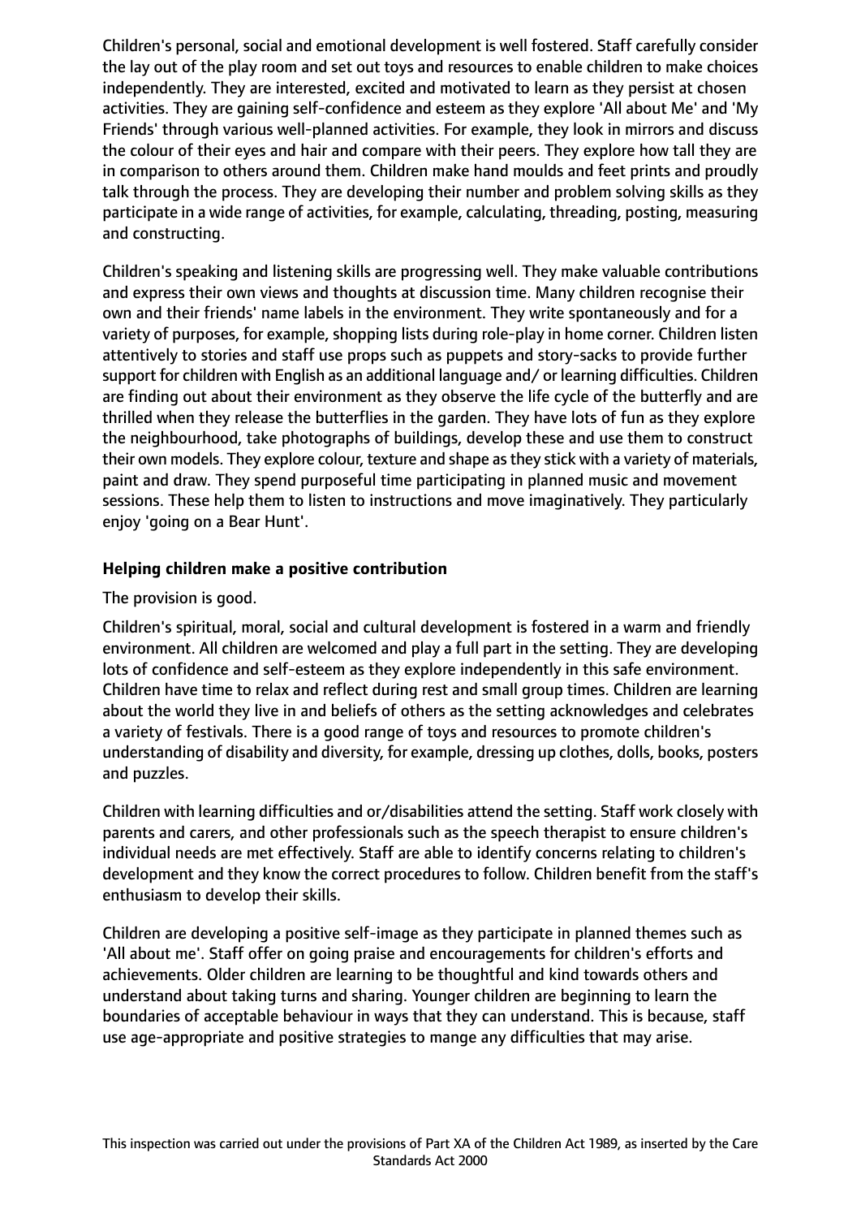Children's personal, social and emotional development is well fostered. Staff carefully consider the lay out of the play room and set out toys and resources to enable children to make choices independently. They are interested, excited and motivated to learn as they persist at chosen activities. They are gaining self-confidence and esteem as they explore 'All about Me' and 'My Friends' through various well-planned activities. For example, they look in mirrors and discuss the colour of their eyes and hair and compare with their peers. They explore how tall they are in comparison to others around them. Children make hand moulds and feet prints and proudly talk through the process. They are developing their number and problem solving skills as they participate in a wide range of activities, for example, calculating, threading, posting, measuring and constructing.

Children's speaking and listening skills are progressing well. They make valuable contributions and express their own views and thoughts at discussion time. Many children recognise their own and their friends' name labels in the environment. They write spontaneously and for a variety of purposes, for example, shopping lists during role-play in home corner. Children listen attentively to stories and staff use props such as puppets and story-sacks to provide further support for children with English as an additional language and/ or learning difficulties. Children are finding out about their environment as they observe the life cycle of the butterfly and are thrilled when they release the butterflies in the garden. They have lots of fun as they explore the neighbourhood, take photographs of buildings, develop these and use them to construct their own models. They explore colour, texture and shape as they stick with a variety of materials, paint and draw. They spend purposeful time participating in planned music and movement sessions. These help them to listen to instructions and move imaginatively. They particularly enjoy 'going on a Bear Hunt'.

**Helping children make a positive contribution**

The provision is good.

Children's spiritual, moral, social and cultural development is fostered in a warm and friendly environment. All children are welcomed and play a full part in the setting. They are developing lots of confidence and self-esteem as they explore independently in this safe environment. Children have time to relax and reflect during rest and small group times. Children are learning about the world they live in and beliefs of others as the setting acknowledges and celebrates a variety of festivals. There is a good range of toys and resources to promote children's understanding of disability and diversity, for example, dressing up clothes, dolls, books, posters and puzzles.

Children with learning difficulties and or/disabilities attend the setting. Staff work closely with parents and carers, and other professionals such as the speech therapist to ensure children's individual needs are met effectively. Staff are able to identify concerns relating to children's development and they know the correct procedures to follow. Children benefit from the staff's enthusiasm to develop their skills.

Children are developing a positive self-image as they participate in planned themes such as 'All about me'. Staff offer on going praise and encouragements for children's efforts and achievements. Older children are learning to be thoughtful and kind towards others and understand about taking turns and sharing. Younger children are beginning to learn the boundaries of acceptable behaviour in ways that they can understand. This is because, staff use age-appropriate and positive strategies to mange any difficulties that may arise.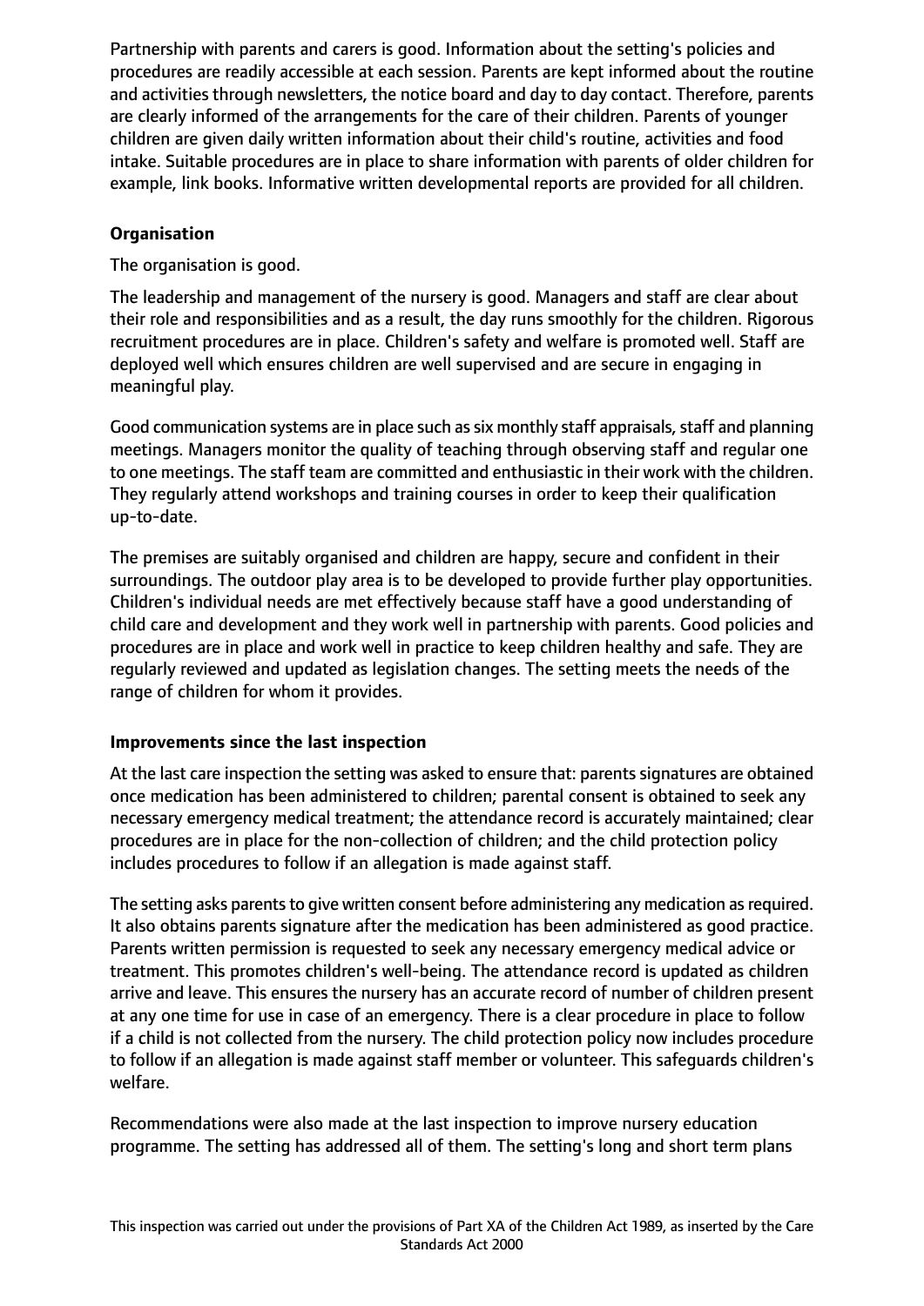Partnership with parents and carers is good. Information about the setting's policies and procedures are readily accessible at each session. Parents are kept informed about the routine and activities through newsletters, the notice board and day to day contact. Therefore, parents are clearly informed of the arrangements for the care of their children. Parents of younger children are given daily written information about their child's routine, activities and food intake. Suitable procedures are in place to share information with parents of older children for example, link books. Informative written developmental reports are provided for all children.

**Organisation**

The organisation is good.

The leadership and management of the nursery is good. Managers and staff are clear about their role and responsibilities and as a result, the day runs smoothly for the children. Rigorous recruitment procedures are in place. Children's safety and welfare is promoted well. Staff are deployed well which ensures children are well supervised and are secure in engaging in meaningful play.

Good communication systems are in place such as six monthly staff appraisals, staff and planning meetings. Managers monitor the quality of teaching through observing staff and regular one to one meetings. The staff team are committed and enthusiastic in their work with the children. They regularly attend workshops and training courses in order to keep their qualification up-to-date.

The premises are suitably organised and children are happy, secure and confident in their surroundings. The outdoor play area is to be developed to provide further play opportunities. Children's individual needs are met effectively because staff have a good understanding of child care and development and they work well in partnership with parents. Good policies and procedures are in place and work well in practice to keep children healthy and safe. They are regularly reviewed and updated as legislation changes. The setting meets the needs of the range of children for whom it provides.

**Improvements since the last inspection**

At the last care inspection the setting was asked to ensure that: parents signatures are obtained once medication has been administered to children; parental consent is obtained to seek any necessary emergency medical treatment; the attendance record is accurately maintained; clear procedures are in place for the non-collection of children; and the child protection policy includes procedures to follow if an allegation is made against staff.

The setting asks parents to give written consent before administering any medication as required. It also obtains parents signature after the medication has been administered as good practice. Parents written permission is requested to seek any necessary emergency medical advice or treatment. This promotes children's well-being. The attendance record is updated as children arrive and leave. This ensures the nursery has an accurate record of number of children present at any one time for use in case of an emergency. There is a clear procedure in place to follow if a child is not collected from the nursery. The child protection policy now includes procedure to follow if an allegation is made against staff member or volunteer. This safeguards children's welfare.

Recommendations were also made at the last inspection to improve nursery education programme. The setting has addressed all of them. The setting's long and short term plans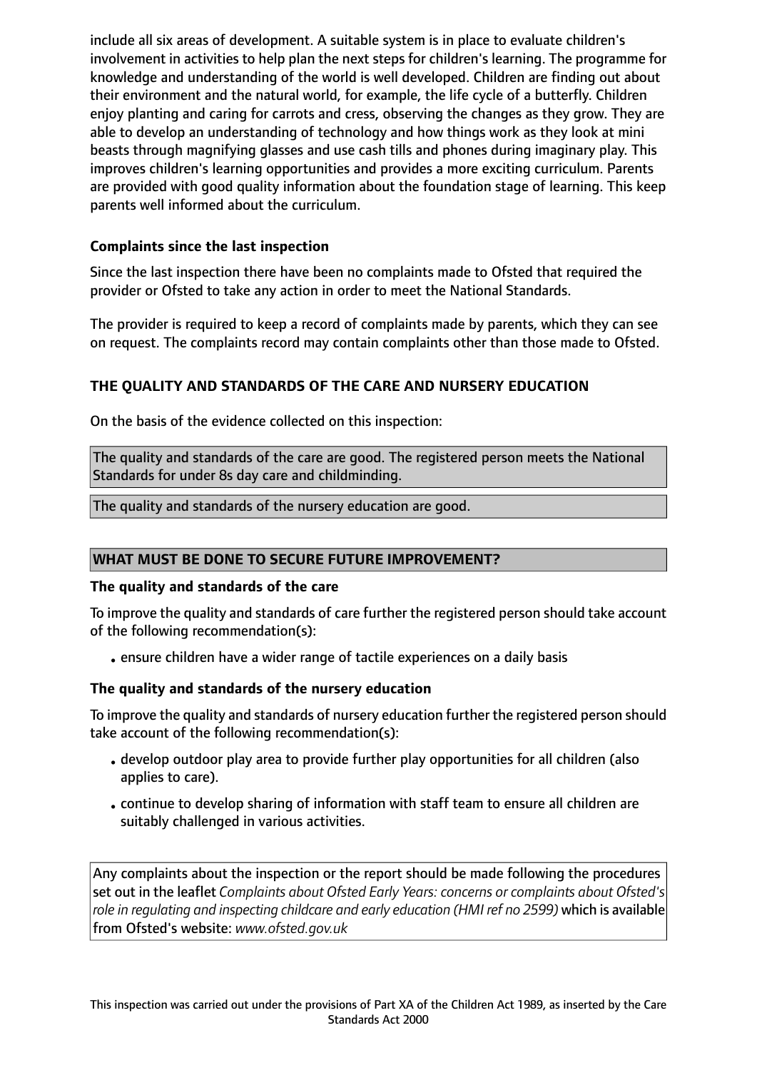include all six areas of development. A suitable system is in place to evaluate children's involvement in activities to help plan the next steps for children's learning. The programme for knowledge and understanding of the world is well developed. Children are finding out about their environment and the natural world, for example, the life cycle of a butterfly. Children enjoy planting and caring for carrots and cress, observing the changes as they grow. They are able to develop an understanding of technology and how things work as they look at mini beasts through magnifying glasses and use cash tills and phones during imaginary play. This improves children's learning opportunities and provides a more exciting curriculum. Parents are provided with good quality information about the foundation stage of learning. This keep parents well informed about the curriculum.

### Complaints since the last inspection

Since the last inspection there have been no complaints made to Ofsted that required the provider or Ofsted to take any action in order to meet the National Standards.

The provider is required to keep a record of complaints made by parents, which they can see on request. The complaints record may contain complaints other than those made to Ofsted.

## THE QUALITY AND STANDARDS OF THE CARE AND NURSERY EDUCATION

On the basis of the evidence collected on this inspection:

The quality and standards of the care are good. The registered person meets the National Standards for under 8s day care and childminding.

The quality and standards of the nursery education are good.

## WHAT MUST BE DONE TO SECURE FUTURE IMPROVEMENT?

### The quality and standards of the care

To improve the quality and standards of care further the registered person should take account of the following recommendation(s):

- ensure children have a wider range of tactile experiences on a daily basis

### The quality and standards of the nursery education

To improve the quality and standards of nursery education further the registered person should take account of the following recommendation(s):

- develop outdoor play area to provide further play opportunities for all children (also applies to care).
- continue to develop sharing of information with staff team to ensure all children are suitably challenged in various activities.

Any complaints about the inspection or the report should be made following the procedures set out in the leaflet *Complaints about Ofsted Early Years: concerns or complaints about Ofsted's role in regulating and inspecting childcare and early education (HMI ref no 2599)* which is available from Ofsted's website: *www.ofsted.gov.uk*

This inspection was carried out under the provisions of Part XA of the Children Act 1989, as inserted by the Care Standards Act 2000